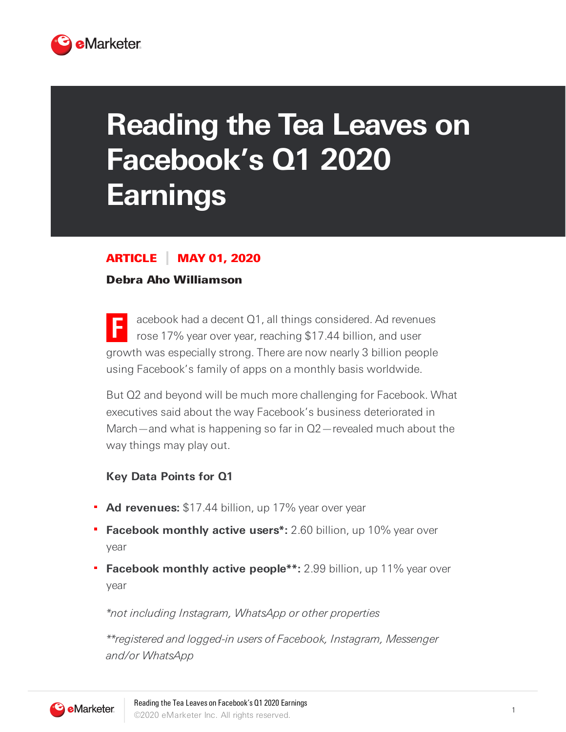# Reading the Tea Leaves on Facebook's Q1 2020 Earnings

**ARTICLE** | **MAY 01, 2020**

**Debra Aho Williamson**

Facebook had a decent Q1, all things considered. Ad revenues rose 17% year over year, reaching $17.44 billion, and user growth was especially strong. There are now nearly 3 billion people using Facebook's family of apps on a monthly basis worldwide.

But Q2 and beyond will be much more challenging for Facebook. What executives said about the way Facebook's business deteriorated in March—and what is happening so far in Q2—revealed much about the way things may play out.

### Key Data Points for Q1

- **Ad revenues:** $17.44 billion, up 17% year over year
- **Facebook monthly active users*:** 2.60 billion, up 10% year over year
- **Facebook monthly active people**:** 2.99 billion, up 11% year over year

*\*not including Instagram, WhatsApp or other properties*

*\*\*registered and logged-in users of Facebook, Instagram, Messenger and/or WhatsApp*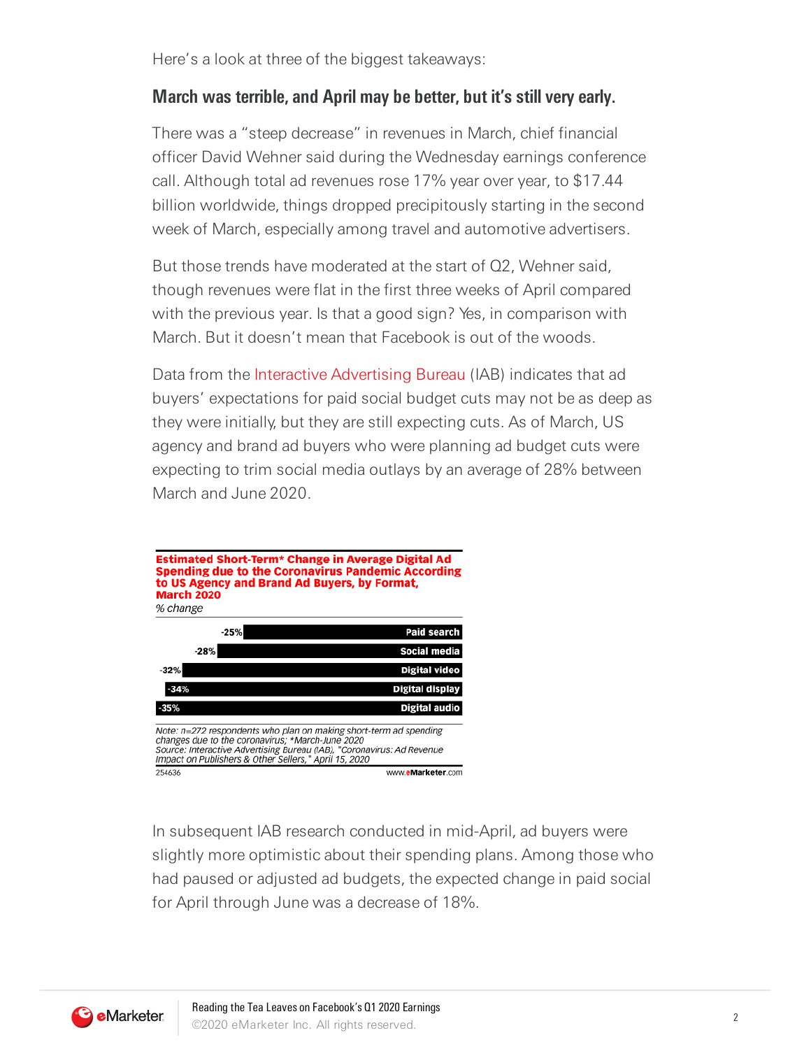Here's a look at three of the biggest takeaways:

### March was terrible, and April may be better, but it's still very early.

There was a "steep decrease" in revenues in March, chief financial officer David Wehner said during the Wednesday earnings conference call. Although total ad revenues rose 17% year over year, to $17.44 billion worldwide, things dropped precipitously starting in the second week of March, especially among travel and automotive advertisers.

But those trends have moderated at the start of Q2, Wehner said, though revenues were flat in the first three weeks of April compared with the previous year. Is that a good sign? Yes, in comparison with March. But it doesn't mean that Facebook is out of the woods.

Data from the Interactive Advertising Bureau (IAB) indicates that ad buyers' expectations for paid social budget cuts may not be as deep as they were initially, but they are still expecting cuts. As of March, US agency and brand ad buyers who were planning ad budget cuts were expecting to trim social media outlays by an average of 28% between March and June 2020.

**Estimated Short-Term* Change in Average Digital Ad Spending due to the Coronavirus Pandemic According to US Agency and Brand Ad Buyers, by Format, March 2020**

*% change*

| Format | % change |
|---|---|
| Paid search | -25% |
| Social media | -28% |
| Digital video | -32% |
| Digital display | -34% |
| Digital audio | -35% |

*Note: n=272 respondents who plan on making short-term ad spending changes due to the coronavirus; *March-June 2020*
*Source: Interactive Advertising Bureau (IAB), "Coronavirus: Ad Revenue Impact on Publishers & Other Sellers," April 15, 2020*

254636 www.eMarketer.com

In subsequent IAB research conducted in mid-April, ad buyers were slightly more optimistic about their spending plans. Among those who had paused or adjusted ad budgets, the expected change in paid social for April through June was a decrease of 18%.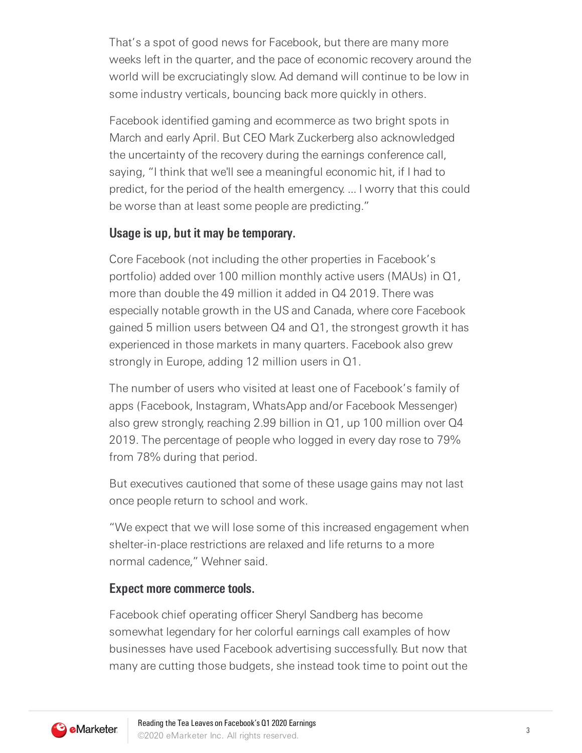That's a spot of good news for Facebook, but there are many more weeks left in the quarter, and the pace of economic recovery around the world will be excruciatingly slow. Ad demand will continue to be low in some industry verticals, bouncing back more quickly in others.

Facebook identified gaming and ecommerce as two bright spots in March and early April. But CEO Mark Zuckerberg also acknowledged the uncertainty of the recovery during the earnings conference call, saying, "I think that we'll see a meaningful economic hit, if I had to predict, for the period of the health emergency. ... I worry that this could be worse than at least some people are predicting."

### Usage is up, but it may be temporary.

Core Facebook (not including the other properties in Facebook's portfolio) added over 100 million monthly active users (MAUs) in Q1, more than double the 49 million it added in Q4 2019. There was especially notable growth in the US and Canada, where core Facebook gained 5 million users between Q4 and Q1, the strongest growth it has experienced in those markets in many quarters. Facebook also grew strongly in Europe, adding 12 million users in Q1.

The number of users who visited at least one of Facebook's family of apps (Facebook, Instagram, WhatsApp and/or Facebook Messenger) also grew strongly, reaching 2.99 billion in Q1, up 100 million over Q4 2019. The percentage of people who logged in every day rose to 79% from 78% during that period.

But executives cautioned that some of these usage gains may not last once people return to school and work.

"We expect that we will lose some of this increased engagement when shelter-in-place restrictions are relaxed and life returns to a more normal cadence," Wehner said.

### Expect more commerce tools.

Facebook chief operating officer Sheryl Sandberg has become somewhat legendary for her colorful earnings call examples of how businesses have used Facebook advertising successfully. But now that many are cutting those budgets, she instead took time to point out the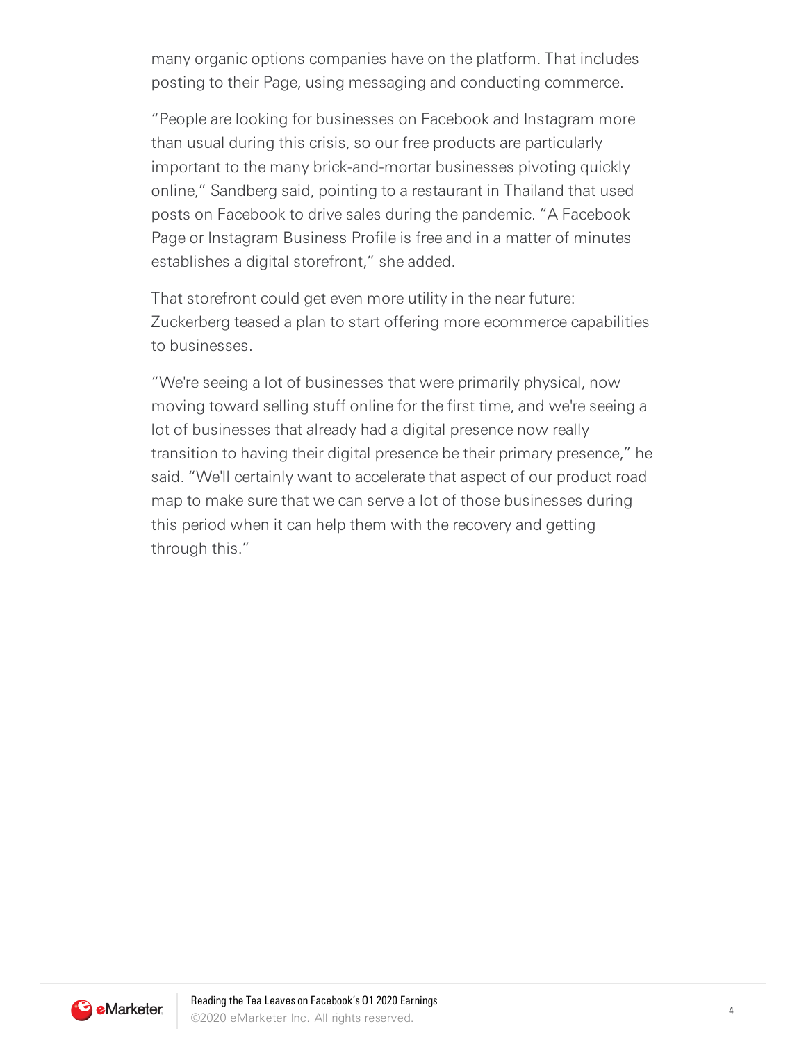many organic options companies have on the platform. That includes posting to their Page, using messaging and conducting commerce.

“People are looking for businesses on Facebook and Instagram more than usual during this crisis, so our free products are particularly important to the many brick-and-mortar businesses pivoting quickly online,” Sandberg said, pointing to a restaurant in Thailand that used posts on Facebook to drive sales during the pandemic. “A Facebook Page or Instagram Business Profile is free and in a matter of minutes establishes a digital storefront,” she added.

That storefront could get even more utility in the near future: Zuckerberg teased a plan to start offering more ecommerce capabilities to businesses.

“We're seeing a lot of businesses that were primarily physical, now moving toward selling stuff online for the first time, and we're seeing a lot of businesses that already had a digital presence now really transition to having their digital presence be their primary presence,” he said. “We'll certainly want to accelerate that aspect of our product road map to make sure that we can serve a lot of those businesses during this period when it can help them with the recovery and getting through this.”